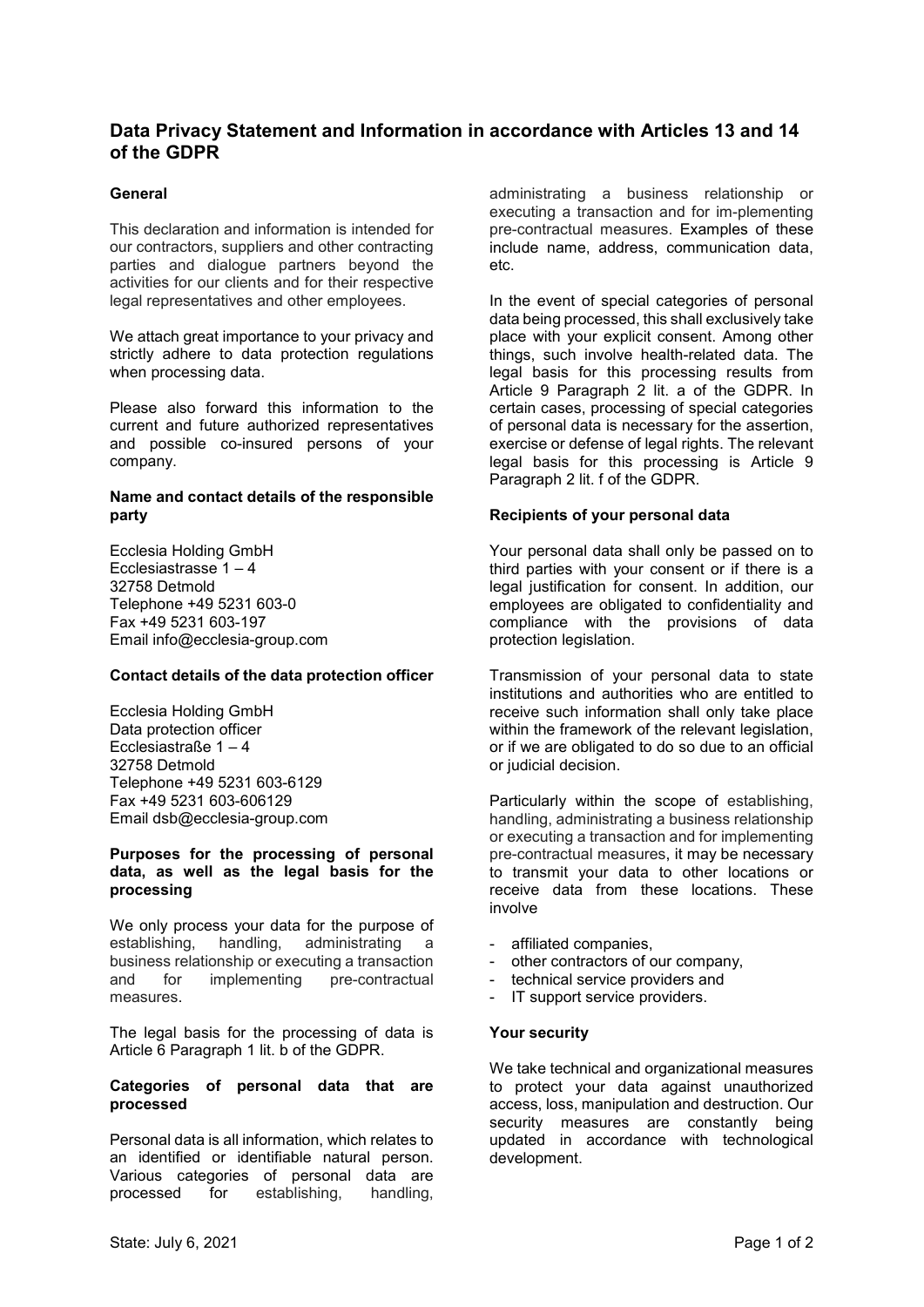# Data Privacy Statement and Information in accordance with Articles 13 and 14 of the GDPR

## General

This declaration and information is intended for our contractors, suppliers and other contracting parties and dialogue partners beyond the activities for our clients and for their respective legal representatives and other employees.

We attach great importance to your privacy and strictly adhere to data protection regulations when processing data.

Please also forward this information to the current and future authorized representatives and possible co-insured persons of your company.

## Name and contact details of the responsible party

Ecclesia Holding GmbH
Ecclesiastrasse 1 – 4
32758 Detmold
Telephone +49 5231 603-0
Fax +49 5231 603-197
Email info@ecclesia-group.com

## Contact details of the data protection officer

Ecclesia Holding GmbH
Data protection officer
Ecclesiastraße 1 – 4
32758 Detmold
Telephone +49 5231 603-6129
Fax +49 5231 603-606129
Email dsb@ecclesia-group.com

## Purposes for the processing of personal data, as well as the legal basis for the processing

We only process your data for the purpose of establishing, handling, administrating a business relationship or executing a transaction and for implementing pre-contractual measures.

The legal basis for the processing of data is Article 6 Paragraph 1 lit. b of the GDPR.

## Categories of personal data that are processed

Personal data is all information, which relates to an identified or identifiable natural person. Various categories of personal data are processed for establishing, handling, administrating a business relationship or executing a transaction and for im-plementing pre-contractual measures. Examples of these include name, address, communication data, etc.

In the event of special categories of personal data being processed, this shall exclusively take place with your explicit consent. Among other things, such involve health-related data. The legal basis for this processing results from Article 9 Paragraph 2 lit. a of the GDPR. In certain cases, processing of special categories of personal data is necessary for the assertion, exercise or defense of legal rights. The relevant legal basis for this processing is Article 9 Paragraph 2 lit. f of the GDPR.

## Recipients of your personal data

Your personal data shall only be passed on to third parties with your consent or if there is a legal justification for consent. In addition, our employees are obligated to confidentiality and compliance with the provisions of data protection legislation.

Transmission of your personal data to state institutions and authorities who are entitled to receive such information shall only take place within the framework of the relevant legislation, or if we are obligated to do so due to an official or judicial decision.

Particularly within the scope of establishing, handling, administrating a business relationship or executing a transaction and for implementing pre-contractual measures, it may be necessary to transmit your data to other locations or receive data from these locations. These involve

- affiliated companies,
- other contractors of our company,
- technical service providers and
- IT support service providers.

## Your security

We take technical and organizational measures to protect your data against unauthorized access, loss, manipulation and destruction. Our security measures are constantly being updated in accordance with technological development.

State: July 6, 2021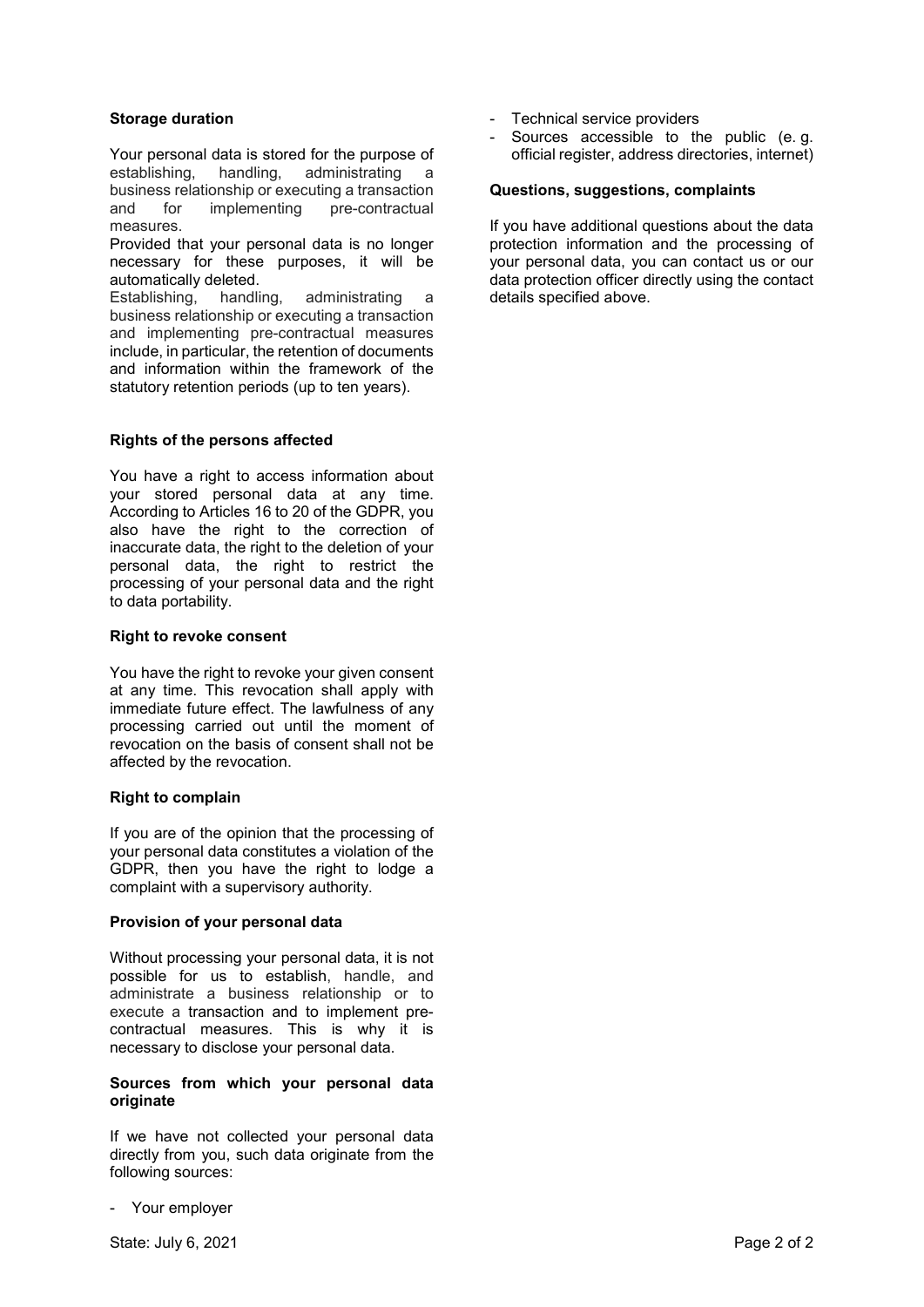**Storage duration**

Your personal data is stored for the purpose of establishing, handling, administrating a business relationship or executing a transaction and for implementing pre-contractual measures.
Provided that your personal data is no longer necessary for these purposes, it will be automatically deleted.
Establishing, handling, administrating a business relationship or executing a transaction and implementing pre-contractual measures include, in particular, the retention of documents and information within the framework of the statutory retention periods (up to ten years).

**Rights of the persons affected**

You have a right to access information about your stored personal data at any time. According to Articles 16 to 20 of the GDPR, you also have the right to the correction of inaccurate data, the right to the deletion of your personal data, the right to restrict the processing of your personal data and the right to data portability.

**Right to revoke consent**

You have the right to revoke your given consent at any time. This revocation shall apply with immediate future effect. The lawfulness of any processing carried out until the moment of revocation on the basis of consent shall not be affected by the revocation.

**Right to complain**

If you are of the opinion that the processing of your personal data constitutes a violation of the GDPR, then you have the right to lodge a complaint with a supervisory authority.

**Provision of your personal data**

Without processing your personal data, it is not possible for us to establish, handle, and administrate a business relationship or to execute a transaction and to implement pre-contractual measures. This is why it is necessary to disclose your personal data.

**Sources from which your personal data originate**

If we have not collected your personal data directly from you, such data originate from the following sources:

- Your employer
- Technical service providers
- Sources accessible to the public (e. g. official register, address directories, internet)

**Questions, suggestions, complaints**

If you have additional questions about the data protection information and the processing of your personal data, you can contact us or our data protection officer directly using the contact details specified above.

State: July 6, 2021